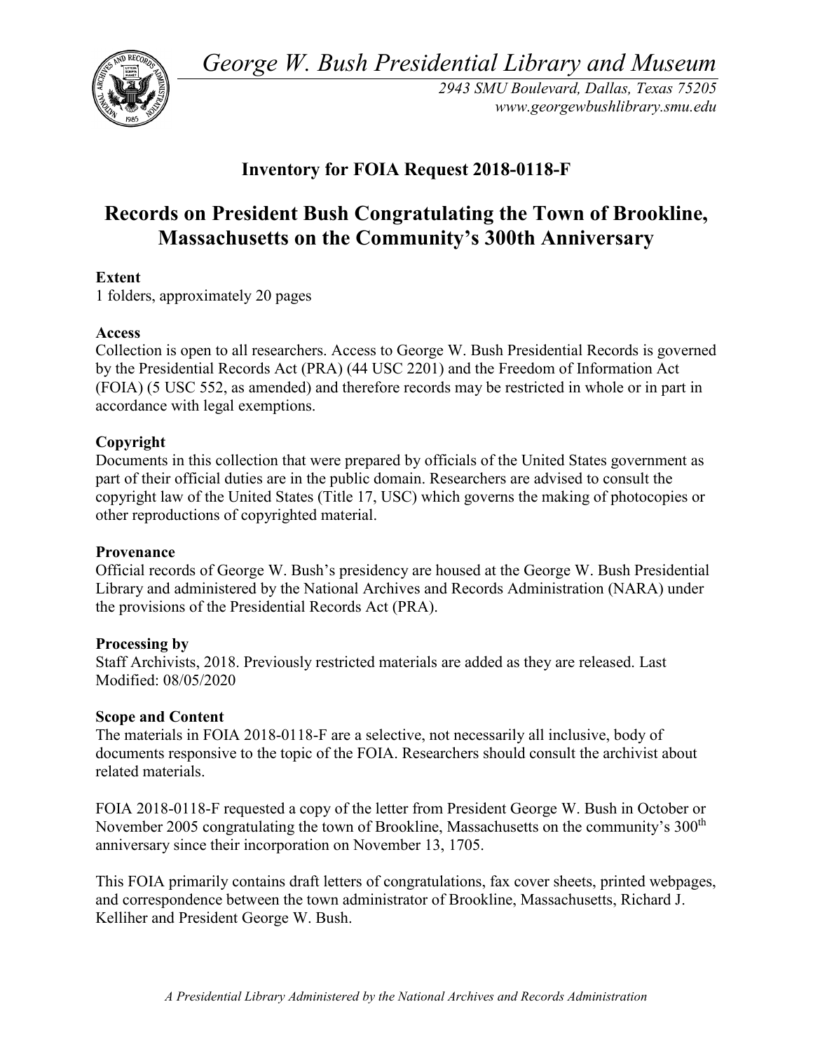*George W. Bush Presidential Library and Museum*

*2943 SMU Boulevard, Dallas, Texas 75205*
*www.georgewbushlibrary.smu.edu*

## Inventory for FOIA Request 2018-0118-F

# Records on President Bush Congratulating the Town of Brookline, Massachusetts on the Community's 300th Anniversary

**Extent**
1 folders, approximately 20 pages

**Access**
Collection is open to all researchers. Access to George W. Bush Presidential Records is governed by the Presidential Records Act (PRA) (44 USC 2201) and the Freedom of Information Act (FOIA) (5 USC 552, as amended) and therefore records may be restricted in whole or in part in accordance with legal exemptions.

**Copyright**
Documents in this collection that were prepared by officials of the United States government as part of their official duties are in the public domain. Researchers are advised to consult the copyright law of the United States (Title 17, USC) which governs the making of photocopies or other reproductions of copyrighted material.

**Provenance**
Official records of George W. Bush's presidency are housed at the George W. Bush Presidential Library and administered by the National Archives and Records Administration (NARA) under the provisions of the Presidential Records Act (PRA).

**Processing by**
Staff Archivists, 2018. Previously restricted materials are added as they are released. Last Modified: 08/05/2020

**Scope and Content**
The materials in FOIA 2018-0118-F are a selective, not necessarily all inclusive, body of documents responsive to the topic of the FOIA. Researchers should consult the archivist about related materials.

FOIA 2018-0118-F requested a copy of the letter from President George W. Bush in October or November 2005 congratulating the town of Brookline, Massachusetts on the community's 300th anniversary since their incorporation on November 13, 1705.

This FOIA primarily contains draft letters of congratulations, fax cover sheets, printed webpages, and correspondence between the town administrator of Brookline, Massachusetts, Richard J. Kelliher and President George W. Bush.

*A Presidential Library Administered by the National Archives and Records Administration*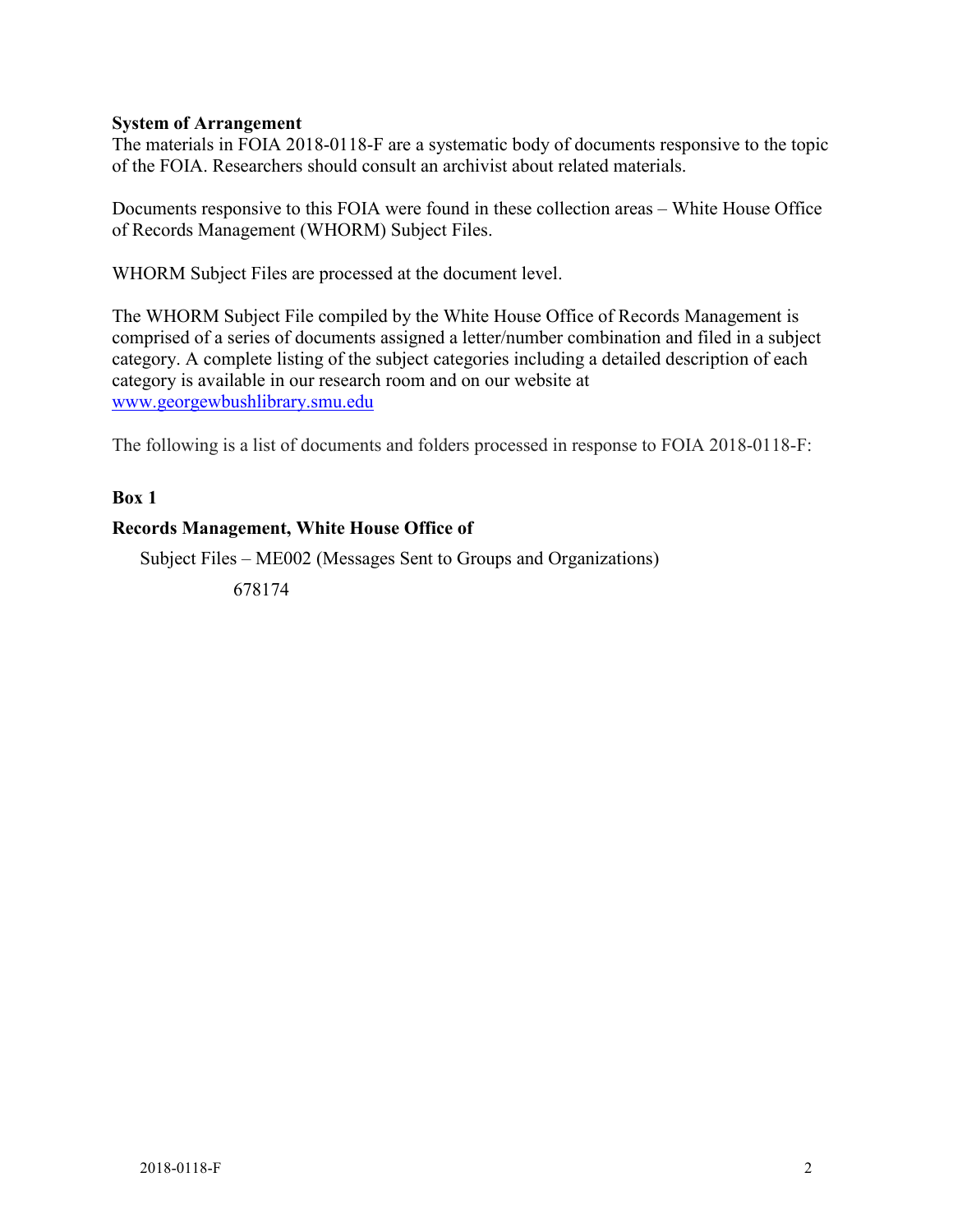**System of Arrangement**

The materials in FOIA 2018-0118-F are a systematic body of documents responsive to the topic of the FOIA. Researchers should consult an archivist about related materials.

Documents responsive to this FOIA were found in these collection areas – White House Office of Records Management (WHORM) Subject Files.

WHORM Subject Files are processed at the document level.

The WHORM Subject File compiled by the White House Office of Records Management is comprised of a series of documents assigned a letter/number combination and filed in a subject category. A complete listing of the subject categories including a detailed description of each category is available in our research room and on our website at www.georgewbushlibrary.smu.edu

The following is a list of documents and folders processed in response to FOIA 2018-0118-F:

**Box 1**

**Records Management, White House Office of**

Subject Files – ME002 (Messages Sent to Groups and Organizations)

678174